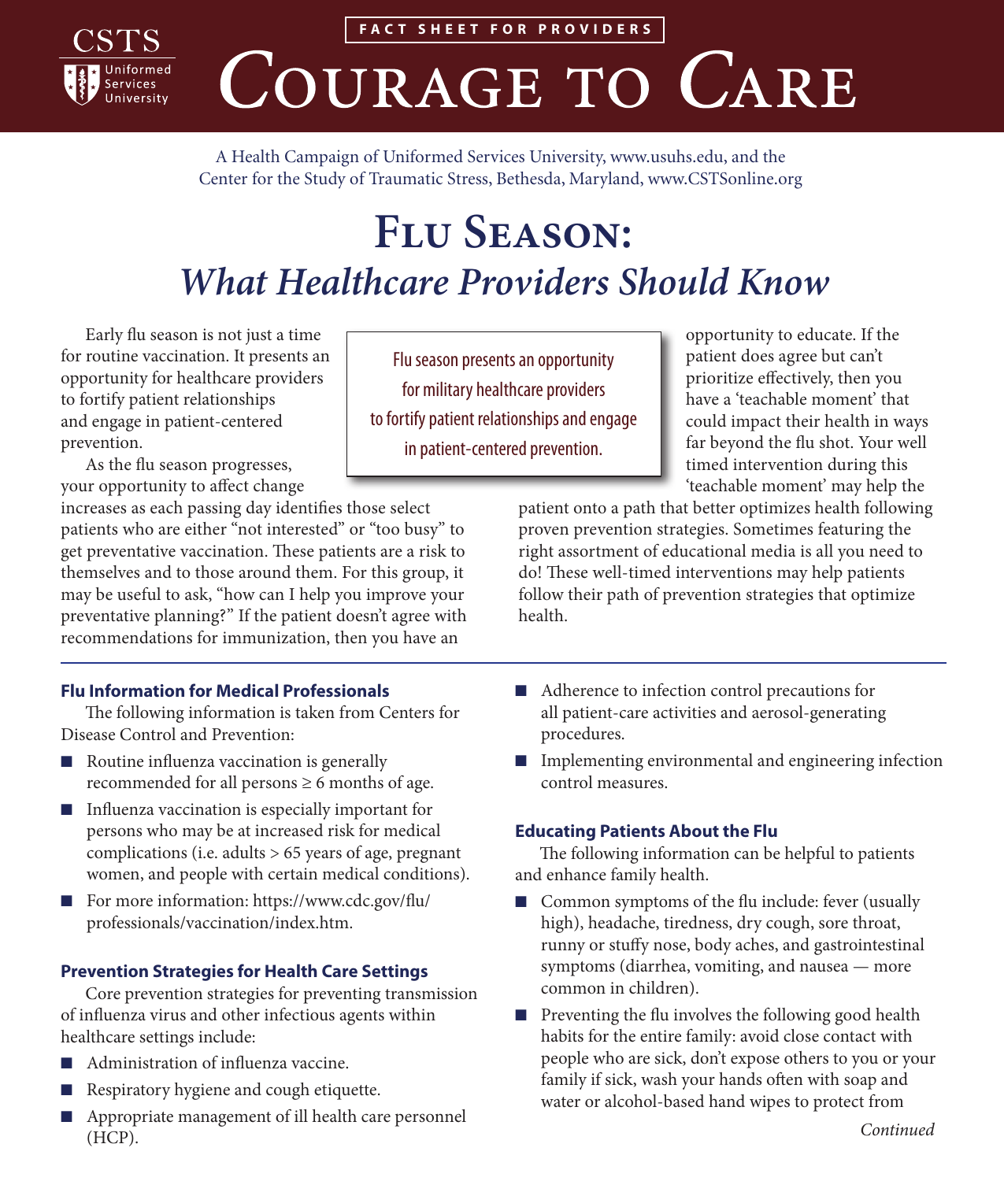FACT SHEET FOR PROVIDERS

# Courage to Care

A Health Campaign of Uniformed Services University, www.usuhs.edu, and the Center for the Study of Traumatic Stress, Bethesda, Maryland, www.CSTSonline.org

# Flu Season: *What Healthcare Providers Should Know*

Early flu season is not just a time for routine vaccination. It presents an opportunity for healthcare providers to fortify patient relationships and engage in patient-centered prevention.

As the flu season progresses, your opportunity to affect change increases as each passing day identifies those select patients who are either "not interested" or "too busy" to get preventative vaccination. These patients are a risk to themselves and to those around them. For this group, it may be useful to ask, "how can I help you improve your preventative planning?" If the patient doesn't agree with recommendations for immunization, then you have an opportunity to educate. If the patient does agree but can't prioritize effectively, then you have a 'teachable moment' that could impact their health in ways far beyond the flu shot. Your well timed intervention during this 'teachable moment' may help the patient onto a path that better optimizes health following proven prevention strategies. Sometimes featuring the right assortment of educational media is all you need to do! These well-timed interventions may help patients follow their path of prevention strategies that optimize health.

> Flu season presents an opportunity for military healthcare providers to fortify patient relationships and engage in patient-centered prevention.

### Flu Information for Medical Professionals

The following information is taken from Centers for Disease Control and Prevention:

- Routine influenza vaccination is generally recommended for all persons ≥ 6 months of age.
- Influenza vaccination is especially important for persons who may be at increased risk for medical complications (i.e. adults > 65 years of age, pregnant women, and people with certain medical conditions).
- For more information: https://www.cdc.gov/flu/professionals/vaccination/index.htm.

### Prevention Strategies for Health Care Settings

Core prevention strategies for preventing transmission of influenza virus and other infectious agents within healthcare settings include:

- Administration of influenza vaccine.
- Respiratory hygiene and cough etiquette.
- Appropriate management of ill health care personnel (HCP).
- Adherence to infection control precautions for all patient-care activities and aerosol-generating procedures.
- Implementing environmental and engineering infection control measures.

### Educating Patients About the Flu

The following information can be helpful to patients and enhance family health.

- Common symptoms of the flu include: fever (usually high), headache, tiredness, dry cough, sore throat, runny or stuffy nose, body aches, and gastrointestinal symptoms (diarrhea, vomiting, and nausea — more common in children).
- Preventing the flu involves the following good health habits for the entire family: avoid close contact with people who are sick, don't expose others to you or your family if sick, wash your hands often with soap and water or alcohol-based hand wipes to protect from

*Continued*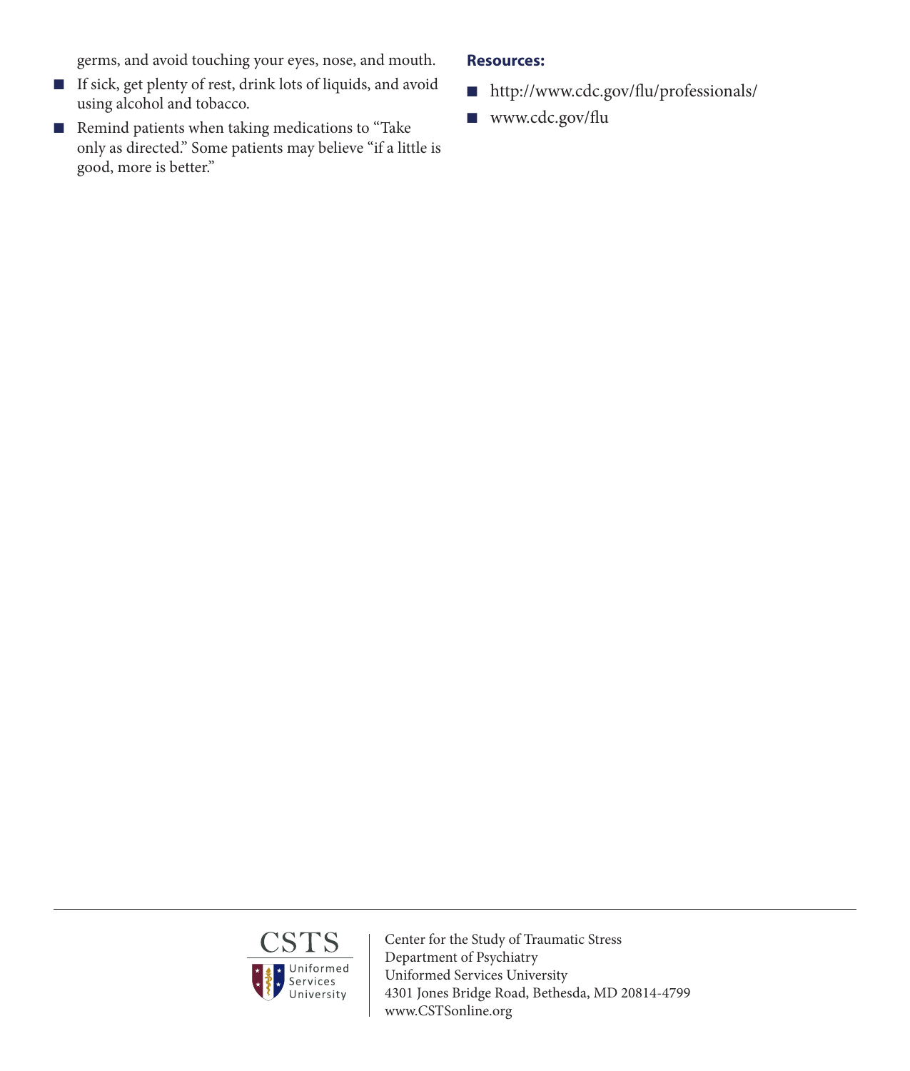germs, and avoid touching your eyes, nose, and mouth.

- If sick, get plenty of rest, drink lots of liquids, and avoid using alcohol and tobacco.
- Remind patients when taking medications to "Take only as directed." Some patients may believe "if a little is good, more is better."

**Resources:**

- http://www.cdc.gov/flu/professionals/
- www.cdc.gov/flu

CSTS
Uniformed Services University

Center for the Study of Traumatic Stress
Department of Psychiatry
Uniformed Services University
4301 Jones Bridge Road, Bethesda, MD 20814-4799
www.CSTSonline.org